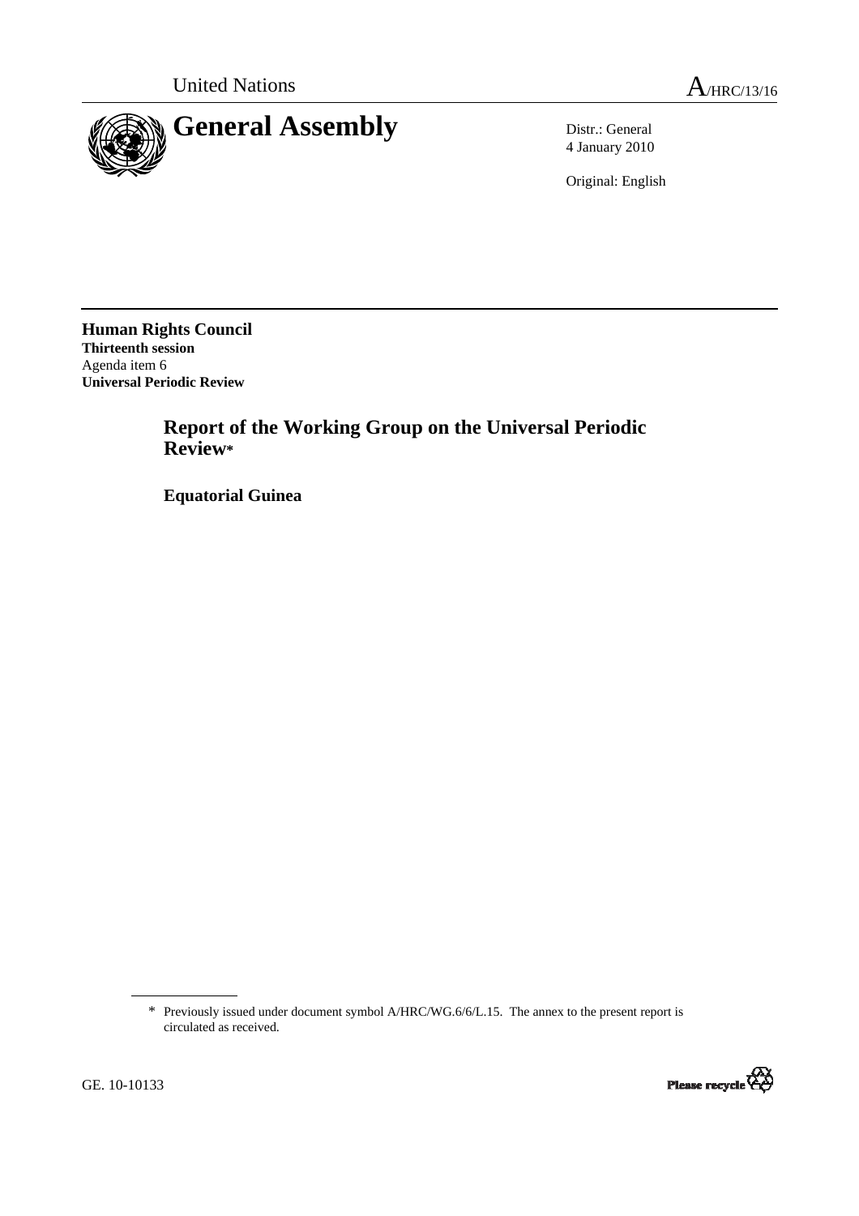United Nations A/HRC/13/16

# General Assembly

Distr.: General
4 January 2010

Original: English

**Human Rights Council**
**Thirteenth session**
Agenda item 6
**Universal Periodic Review**

## Report of the Working Group on the Universal Periodic Review*

## Equatorial Guinea

---

\* Previously issued under document symbol A/HRC/WG.6/6/L.15. The annex to the present report is circulated as received.

GE. 10-10133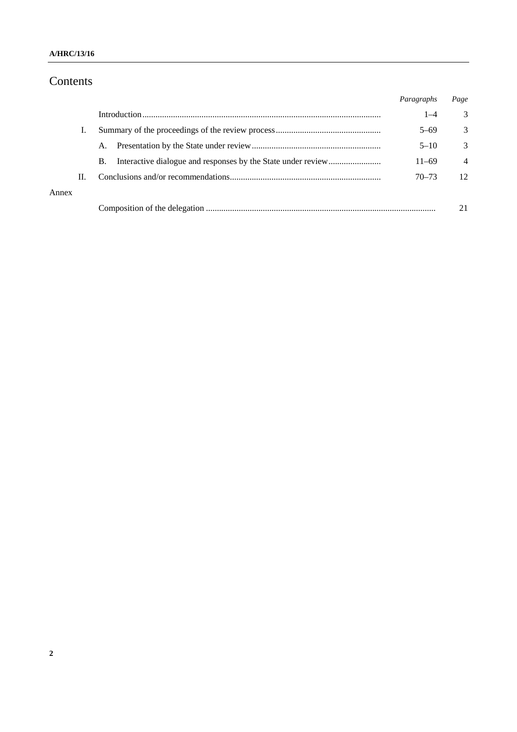# Contents

| | | Paragraphs | Page |
|---|---|---|---|
| | Introduction | 1–4 | 3 |
| I. | Summary of the proceedings of the review process | 5–69 | 3 |
| | A. Presentation by the State under review | 5–10 | 3 |
| | B. Interactive dialogue and responses by the State under review | 11–69 | 4 |
| II. | Conclusions and/or recommendations | 70–73 | 12 |
| Annex | | | |
| | Composition of the delegation | | 21 |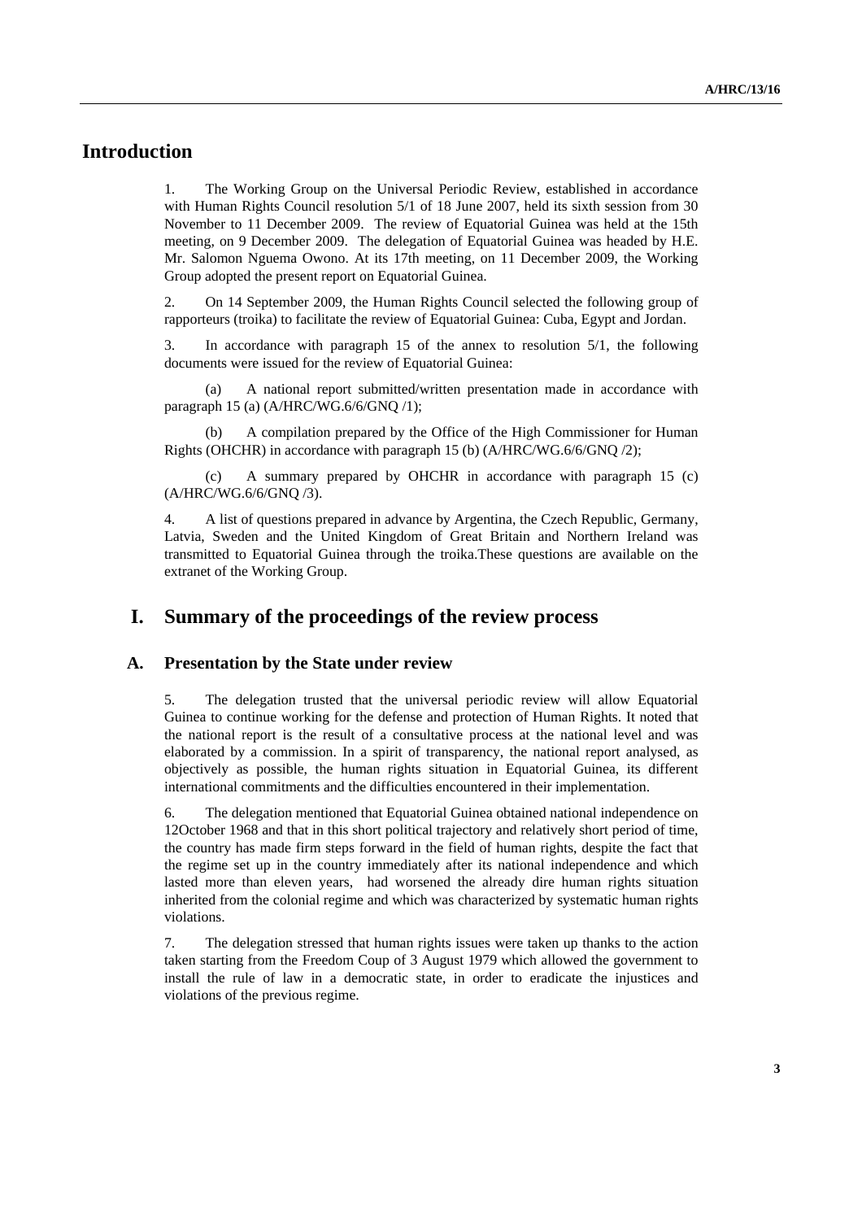# Introduction

1. The Working Group on the Universal Periodic Review, established in accordance with Human Rights Council resolution 5/1 of 18 June 2007, held its sixth session from 30 November to 11 December 2009. The review of Equatorial Guinea was held at the 15th meeting, on 9 December 2009. The delegation of Equatorial Guinea was headed by H.E. Mr. Salomon Nguema Owono. At its 17th meeting, on 11 December 2009, the Working Group adopted the present report on Equatorial Guinea.

2. On 14 September 2009, the Human Rights Council selected the following group of rapporteurs (troika) to facilitate the review of Equatorial Guinea: Cuba, Egypt and Jordan.

3. In accordance with paragraph 15 of the annex to resolution 5/1, the following documents were issued for the review of Equatorial Guinea:

(a) A national report submitted/written presentation made in accordance with paragraph 15 (a) (A/HRC/WG.6/6/GNQ /1);

(b) A compilation prepared by the Office of the High Commissioner for Human Rights (OHCHR) in accordance with paragraph 15 (b) (A/HRC/WG.6/6/GNQ /2);

(c) A summary prepared by OHCHR in accordance with paragraph 15 (c) (A/HRC/WG.6/6/GNQ /3).

4. A list of questions prepared in advance by Argentina, the Czech Republic, Germany, Latvia, Sweden and the United Kingdom of Great Britain and Northern Ireland was transmitted to Equatorial Guinea through the troika.These questions are available on the extranet of the Working Group.

# I. Summary of the proceedings of the review process

## A. Presentation by the State under review

5. The delegation trusted that the universal periodic review will allow Equatorial Guinea to continue working for the defense and protection of Human Rights. It noted that the national report is the result of a consultative process at the national level and was elaborated by a commission. In a spirit of transparency, the national report analysed, as objectively as possible, the human rights situation in Equatorial Guinea, its different international commitments and the difficulties encountered in their implementation.

6. The delegation mentioned that Equatorial Guinea obtained national independence on 12October 1968 and that in this short political trajectory and relatively short period of time, the country has made firm steps forward in the field of human rights, despite the fact that the regime set up in the country immediately after its national independence and which lasted more than eleven years, had worsened the already dire human rights situation inherited from the colonial regime and which was characterized by systematic human rights violations.

7. The delegation stressed that human rights issues were taken up thanks to the action taken starting from the Freedom Coup of 3 August 1979 which allowed the government to install the rule of law in a democratic state, in order to eradicate the injustices and violations of the previous regime.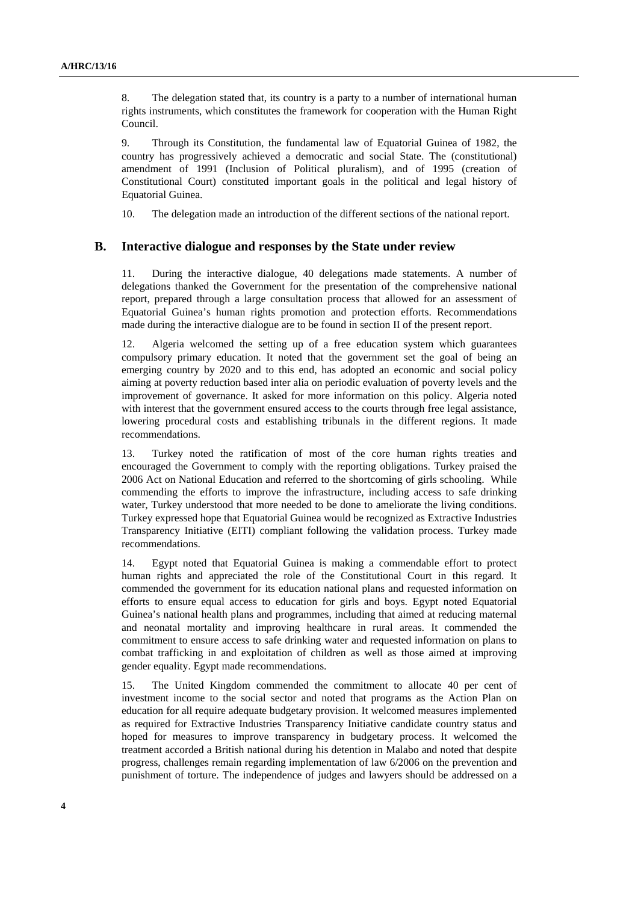8. The delegation stated that, its country is a party to a number of international human rights instruments, which constitutes the framework for cooperation with the Human Right Council.

9. Through its Constitution, the fundamental law of Equatorial Guinea of 1982, the country has progressively achieved a democratic and social State. The (constitutional) amendment of 1991 (Inclusion of Political pluralism), and of 1995 (creation of Constitutional Court) constituted important goals in the political and legal history of Equatorial Guinea.

10. The delegation made an introduction of the different sections of the national report.

## B. Interactive dialogue and responses by the State under review

11. During the interactive dialogue, 40 delegations made statements. A number of delegations thanked the Government for the presentation of the comprehensive national report, prepared through a large consultation process that allowed for an assessment of Equatorial Guinea's human rights promotion and protection efforts. Recommendations made during the interactive dialogue are to be found in section II of the present report.

12. Algeria welcomed the setting up of a free education system which guarantees compulsory primary education. It noted that the government set the goal of being an emerging country by 2020 and to this end, has adopted an economic and social policy aiming at poverty reduction based inter alia on periodic evaluation of poverty levels and the improvement of governance. It asked for more information on this policy. Algeria noted with interest that the government ensured access to the courts through free legal assistance, lowering procedural costs and establishing tribunals in the different regions. It made recommendations.

13. Turkey noted the ratification of most of the core human rights treaties and encouraged the Government to comply with the reporting obligations. Turkey praised the 2006 Act on National Education and referred to the shortcoming of girls schooling. While commending the efforts to improve the infrastructure, including access to safe drinking water, Turkey understood that more needed to be done to ameliorate the living conditions. Turkey expressed hope that Equatorial Guinea would be recognized as Extractive Industries Transparency Initiative (EITI) compliant following the validation process. Turkey made recommendations.

14. Egypt noted that Equatorial Guinea is making a commendable effort to protect human rights and appreciated the role of the Constitutional Court in this regard. It commended the government for its education national plans and requested information on efforts to ensure equal access to education for girls and boys. Egypt noted Equatorial Guinea's national health plans and programmes, including that aimed at reducing maternal and neonatal mortality and improving healthcare in rural areas. It commended the commitment to ensure access to safe drinking water and requested information on plans to combat trafficking in and exploitation of children as well as those aimed at improving gender equality. Egypt made recommendations.

15. The United Kingdom commended the commitment to allocate 40 per cent of investment income to the social sector and noted that programs as the Action Plan on education for all require adequate budgetary provision. It welcomed measures implemented as required for Extractive Industries Transparency Initiative candidate country status and hoped for measures to improve transparency in budgetary process. It welcomed the treatment accorded a British national during his detention in Malabo and noted that despite progress, challenges remain regarding implementation of law 6/2006 on the prevention and punishment of torture. The independence of judges and lawyers should be addressed on a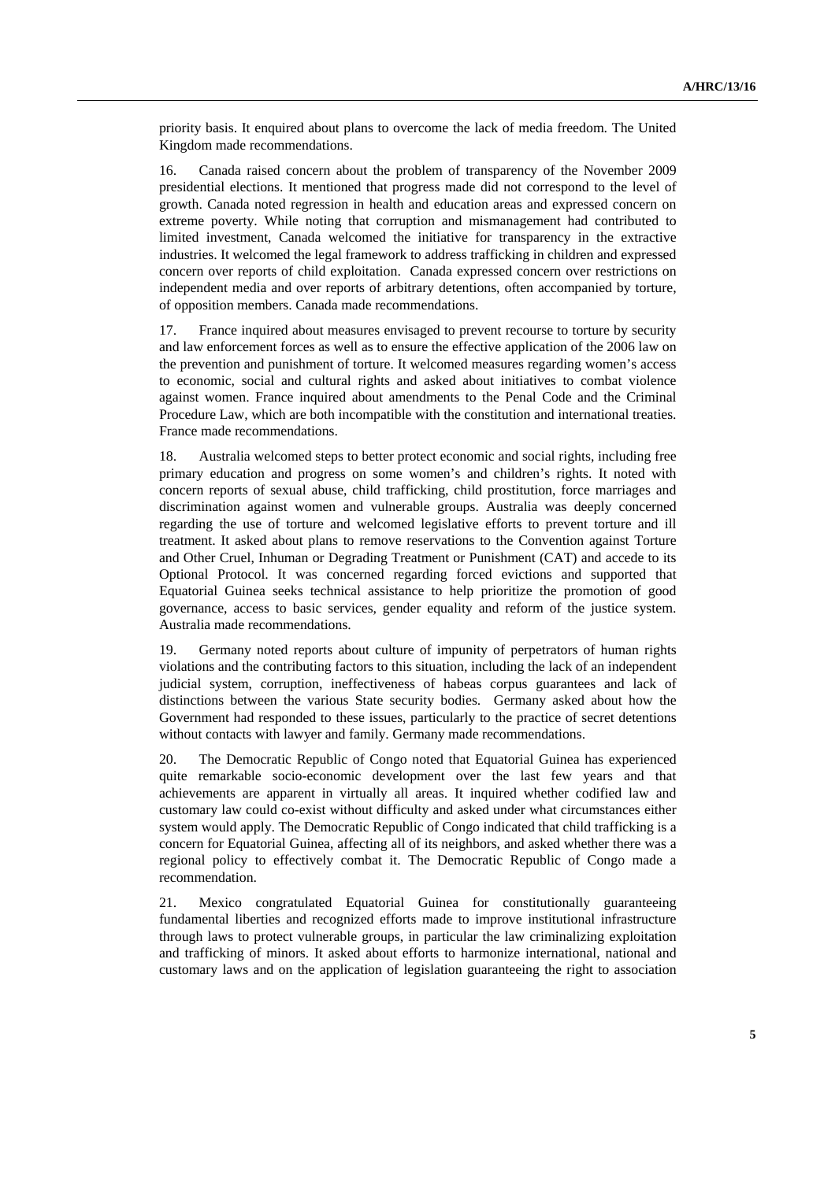priority basis. It enquired about plans to overcome the lack of media freedom. The United Kingdom made recommendations.

16. Canada raised concern about the problem of transparency of the November 2009 presidential elections. It mentioned that progress made did not correspond to the level of growth. Canada noted regression in health and education areas and expressed concern on extreme poverty. While noting that corruption and mismanagement had contributed to limited investment, Canada welcomed the initiative for transparency in the extractive industries. It welcomed the legal framework to address trafficking in children and expressed concern over reports of child exploitation. Canada expressed concern over restrictions on independent media and over reports of arbitrary detentions, often accompanied by torture, of opposition members. Canada made recommendations.

17. France inquired about measures envisaged to prevent recourse to torture by security and law enforcement forces as well as to ensure the effective application of the 2006 law on the prevention and punishment of torture. It welcomed measures regarding women's access to economic, social and cultural rights and asked about initiatives to combat violence against women. France inquired about amendments to the Penal Code and the Criminal Procedure Law, which are both incompatible with the constitution and international treaties. France made recommendations.

18. Australia welcomed steps to better protect economic and social rights, including free primary education and progress on some women's and children's rights. It noted with concern reports of sexual abuse, child trafficking, child prostitution, force marriages and discrimination against women and vulnerable groups. Australia was deeply concerned regarding the use of torture and welcomed legislative efforts to prevent torture and ill treatment. It asked about plans to remove reservations to the Convention against Torture and Other Cruel, Inhuman or Degrading Treatment or Punishment (CAT) and accede to its Optional Protocol. It was concerned regarding forced evictions and supported that Equatorial Guinea seeks technical assistance to help prioritize the promotion of good governance, access to basic services, gender equality and reform of the justice system. Australia made recommendations.

19. Germany noted reports about culture of impunity of perpetrators of human rights violations and the contributing factors to this situation, including the lack of an independent judicial system, corruption, ineffectiveness of habeas corpus guarantees and lack of distinctions between the various State security bodies. Germany asked about how the Government had responded to these issues, particularly to the practice of secret detentions without contacts with lawyer and family. Germany made recommendations.

20. The Democratic Republic of Congo noted that Equatorial Guinea has experienced quite remarkable socio-economic development over the last few years and that achievements are apparent in virtually all areas. It inquired whether codified law and customary law could co-exist without difficulty and asked under what circumstances either system would apply. The Democratic Republic of Congo indicated that child trafficking is a concern for Equatorial Guinea, affecting all of its neighbors, and asked whether there was a regional policy to effectively combat it. The Democratic Republic of Congo made a recommendation.

21. Mexico congratulated Equatorial Guinea for constitutionally guaranteeing fundamental liberties and recognized efforts made to improve institutional infrastructure through laws to protect vulnerable groups, in particular the law criminalizing exploitation and trafficking of minors. It asked about efforts to harmonize international, national and customary laws and on the application of legislation guaranteeing the right to association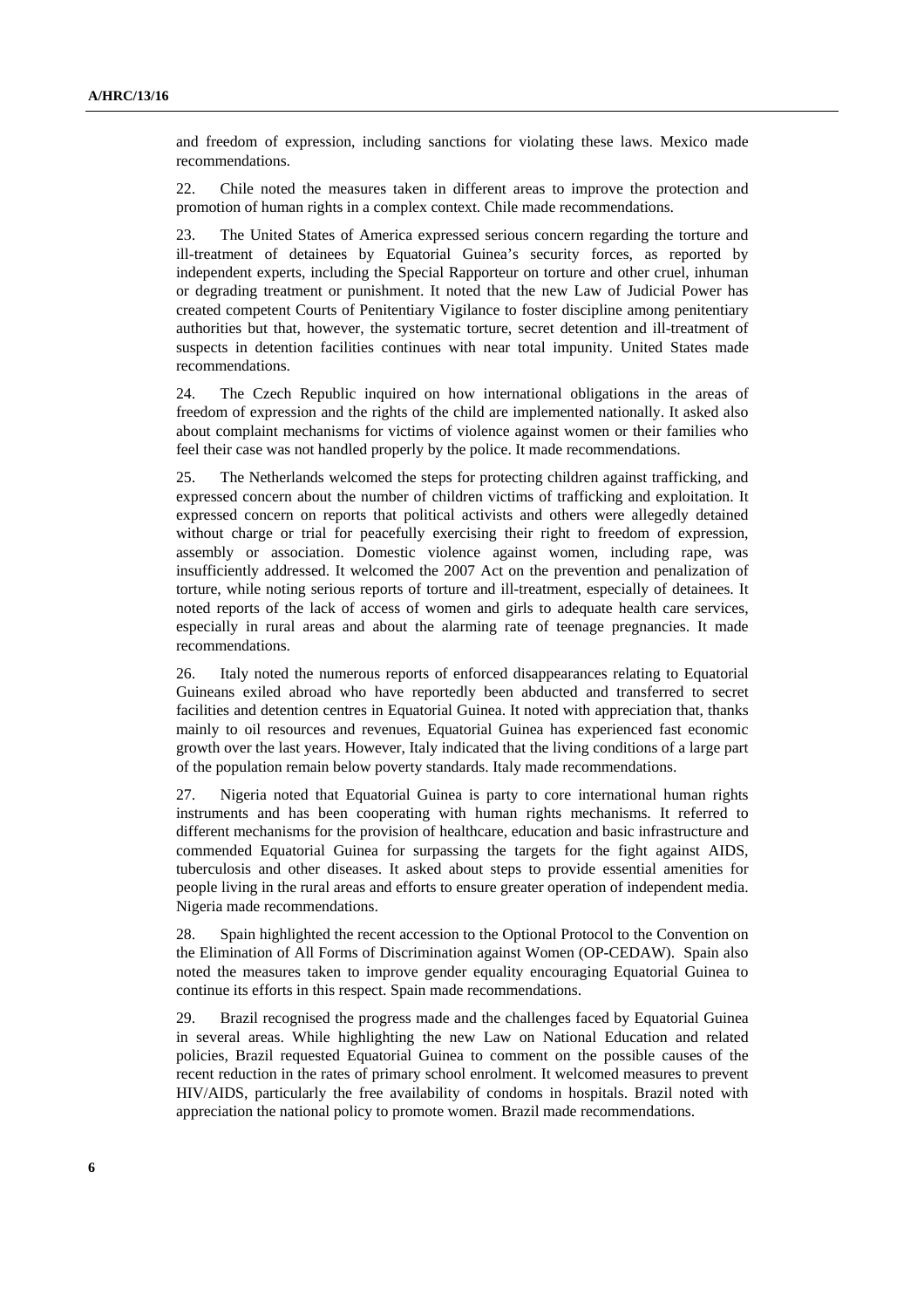and freedom of expression, including sanctions for violating these laws. Mexico made recommendations.

22. Chile noted the measures taken in different areas to improve the protection and promotion of human rights in a complex context. Chile made recommendations.

23. The United States of America expressed serious concern regarding the torture and ill-treatment of detainees by Equatorial Guinea's security forces, as reported by independent experts, including the Special Rapporteur on torture and other cruel, inhuman or degrading treatment or punishment. It noted that the new Law of Judicial Power has created competent Courts of Penitentiary Vigilance to foster discipline among penitentiary authorities but that, however, the systematic torture, secret detention and ill-treatment of suspects in detention facilities continues with near total impunity. United States made recommendations.

24. The Czech Republic inquired on how international obligations in the areas of freedom of expression and the rights of the child are implemented nationally. It asked also about complaint mechanisms for victims of violence against women or their families who feel their case was not handled properly by the police. It made recommendations.

25. The Netherlands welcomed the steps for protecting children against trafficking, and expressed concern about the number of children victims of trafficking and exploitation. It expressed concern on reports that political activists and others were allegedly detained without charge or trial for peacefully exercising their right to freedom of expression, assembly or association. Domestic violence against women, including rape, was insufficiently addressed. It welcomed the 2007 Act on the prevention and penalization of torture, while noting serious reports of torture and ill-treatment, especially of detainees. It noted reports of the lack of access of women and girls to adequate health care services, especially in rural areas and about the alarming rate of teenage pregnancies. It made recommendations.

26. Italy noted the numerous reports of enforced disappearances relating to Equatorial Guineans exiled abroad who have reportedly been abducted and transferred to secret facilities and detention centres in Equatorial Guinea. It noted with appreciation that, thanks mainly to oil resources and revenues, Equatorial Guinea has experienced fast economic growth over the last years. However, Italy indicated that the living conditions of a large part of the population remain below poverty standards. Italy made recommendations.

27. Nigeria noted that Equatorial Guinea is party to core international human rights instruments and has been cooperating with human rights mechanisms. It referred to different mechanisms for the provision of healthcare, education and basic infrastructure and commended Equatorial Guinea for surpassing the targets for the fight against AIDS, tuberculosis and other diseases. It asked about steps to provide essential amenities for people living in the rural areas and efforts to ensure greater operation of independent media. Nigeria made recommendations.

28. Spain highlighted the recent accession to the Optional Protocol to the Convention on the Elimination of All Forms of Discrimination against Women (OP-CEDAW). Spain also noted the measures taken to improve gender equality encouraging Equatorial Guinea to continue its efforts in this respect. Spain made recommendations.

29. Brazil recognised the progress made and the challenges faced by Equatorial Guinea in several areas. While highlighting the new Law on National Education and related policies, Brazil requested Equatorial Guinea to comment on the possible causes of the recent reduction in the rates of primary school enrolment. It welcomed measures to prevent HIV/AIDS, particularly the free availability of condoms in hospitals. Brazil noted with appreciation the national policy to promote women. Brazil made recommendations.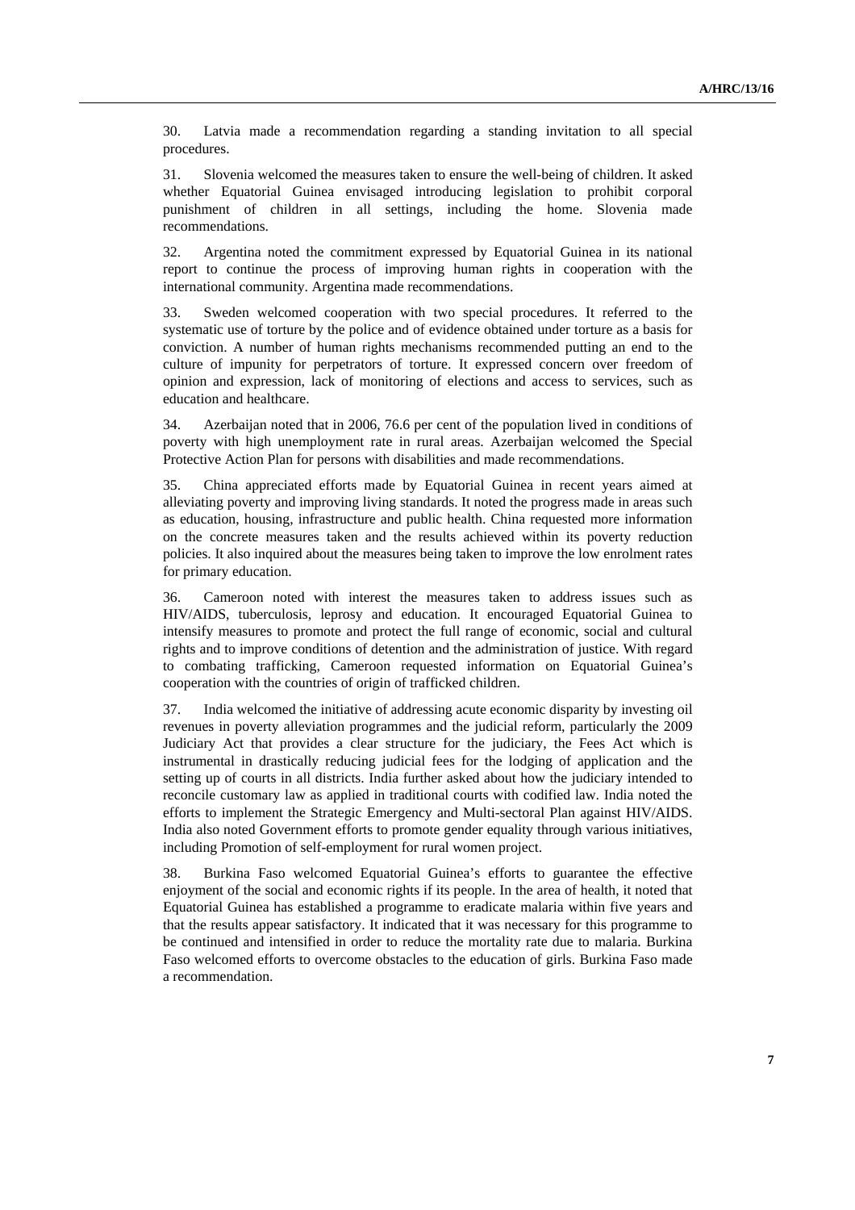30. Latvia made a recommendation regarding a standing invitation to all special procedures.

31. Slovenia welcomed the measures taken to ensure the well-being of children. It asked whether Equatorial Guinea envisaged introducing legislation to prohibit corporal punishment of children in all settings, including the home. Slovenia made recommendations.

32. Argentina noted the commitment expressed by Equatorial Guinea in its national report to continue the process of improving human rights in cooperation with the international community. Argentina made recommendations.

33. Sweden welcomed cooperation with two special procedures. It referred to the systematic use of torture by the police and of evidence obtained under torture as a basis for conviction. A number of human rights mechanisms recommended putting an end to the culture of impunity for perpetrators of torture. It expressed concern over freedom of opinion and expression, lack of monitoring of elections and access to services, such as education and healthcare.

34. Azerbaijan noted that in 2006, 76.6 per cent of the population lived in conditions of poverty with high unemployment rate in rural areas. Azerbaijan welcomed the Special Protective Action Plan for persons with disabilities and made recommendations.

35. China appreciated efforts made by Equatorial Guinea in recent years aimed at alleviating poverty and improving living standards. It noted the progress made in areas such as education, housing, infrastructure and public health. China requested more information on the concrete measures taken and the results achieved within its poverty reduction policies. It also inquired about the measures being taken to improve the low enrolment rates for primary education.

36. Cameroon noted with interest the measures taken to address issues such as HIV/AIDS, tuberculosis, leprosy and education. It encouraged Equatorial Guinea to intensify measures to promote and protect the full range of economic, social and cultural rights and to improve conditions of detention and the administration of justice. With regard to combating trafficking, Cameroon requested information on Equatorial Guinea's cooperation with the countries of origin of trafficked children.

37. India welcomed the initiative of addressing acute economic disparity by investing oil revenues in poverty alleviation programmes and the judicial reform, particularly the 2009 Judiciary Act that provides a clear structure for the judiciary, the Fees Act which is instrumental in drastically reducing judicial fees for the lodging of application and the setting up of courts in all districts. India further asked about how the judiciary intended to reconcile customary law as applied in traditional courts with codified law. India noted the efforts to implement the Strategic Emergency and Multi-sectoral Plan against HIV/AIDS. India also noted Government efforts to promote gender equality through various initiatives, including Promotion of self-employment for rural women project.

38. Burkina Faso welcomed Equatorial Guinea's efforts to guarantee the effective enjoyment of the social and economic rights if its people. In the area of health, it noted that Equatorial Guinea has established a programme to eradicate malaria within five years and that the results appear satisfactory. It indicated that it was necessary for this programme to be continued and intensified in order to reduce the mortality rate due to malaria. Burkina Faso welcomed efforts to overcome obstacles to the education of girls. Burkina Faso made a recommendation.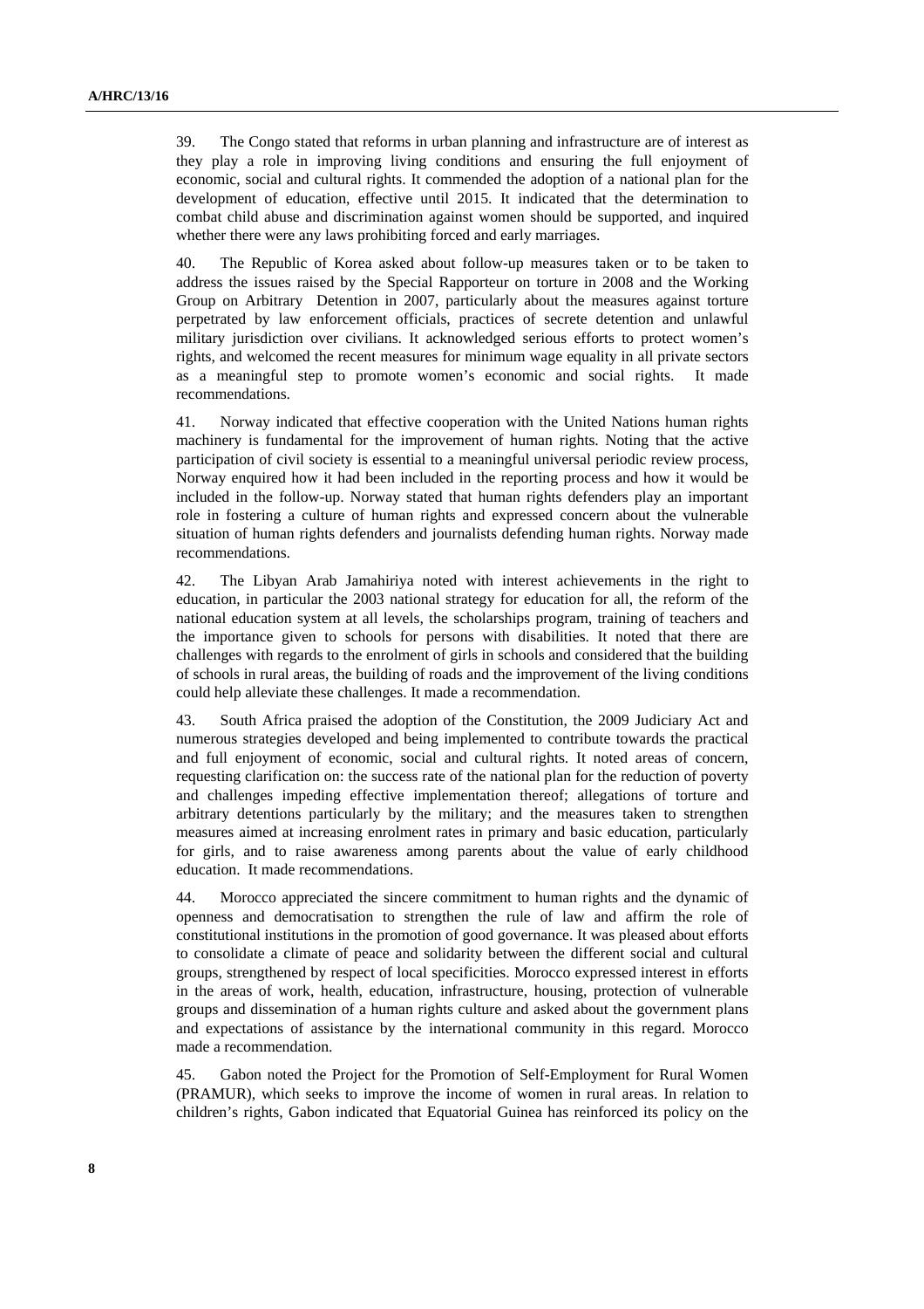39. The Congo stated that reforms in urban planning and infrastructure are of interest as they play a role in improving living conditions and ensuring the full enjoyment of economic, social and cultural rights. It commended the adoption of a national plan for the development of education, effective until 2015. It indicated that the determination to combat child abuse and discrimination against women should be supported, and inquired whether there were any laws prohibiting forced and early marriages.

40. The Republic of Korea asked about follow-up measures taken or to be taken to address the issues raised by the Special Rapporteur on torture in 2008 and the Working Group on Arbitrary Detention in 2007, particularly about the measures against torture perpetrated by law enforcement officials, practices of secrete detention and unlawful military jurisdiction over civilians. It acknowledged serious efforts to protect women's rights, and welcomed the recent measures for minimum wage equality in all private sectors as a meaningful step to promote women's economic and social rights. It made recommendations.

41. Norway indicated that effective cooperation with the United Nations human rights machinery is fundamental for the improvement of human rights. Noting that the active participation of civil society is essential to a meaningful universal periodic review process, Norway enquired how it had been included in the reporting process and how it would be included in the follow-up. Norway stated that human rights defenders play an important role in fostering a culture of human rights and expressed concern about the vulnerable situation of human rights defenders and journalists defending human rights. Norway made recommendations.

42. The Libyan Arab Jamahiriya noted with interest achievements in the right to education, in particular the 2003 national strategy for education for all, the reform of the national education system at all levels, the scholarships program, training of teachers and the importance given to schools for persons with disabilities. It noted that there are challenges with regards to the enrolment of girls in schools and considered that the building of schools in rural areas, the building of roads and the improvement of the living conditions could help alleviate these challenges. It made a recommendation.

43. South Africa praised the adoption of the Constitution, the 2009 Judiciary Act and numerous strategies developed and being implemented to contribute towards the practical and full enjoyment of economic, social and cultural rights. It noted areas of concern, requesting clarification on: the success rate of the national plan for the reduction of poverty and challenges impeding effective implementation thereof; allegations of torture and arbitrary detentions particularly by the military; and the measures taken to strengthen measures aimed at increasing enrolment rates in primary and basic education, particularly for girls, and to raise awareness among parents about the value of early childhood education. It made recommendations.

44. Morocco appreciated the sincere commitment to human rights and the dynamic of openness and democratisation to strengthen the rule of law and affirm the role of constitutional institutions in the promotion of good governance. It was pleased about efforts to consolidate a climate of peace and solidarity between the different social and cultural groups, strengthened by respect of local specificities. Morocco expressed interest in efforts in the areas of work, health, education, infrastructure, housing, protection of vulnerable groups and dissemination of a human rights culture and asked about the government plans and expectations of assistance by the international community in this regard. Morocco made a recommendation.

45. Gabon noted the Project for the Promotion of Self-Employment for Rural Women (PRAMUR), which seeks to improve the income of women in rural areas. In relation to children's rights, Gabon indicated that Equatorial Guinea has reinforced its policy on the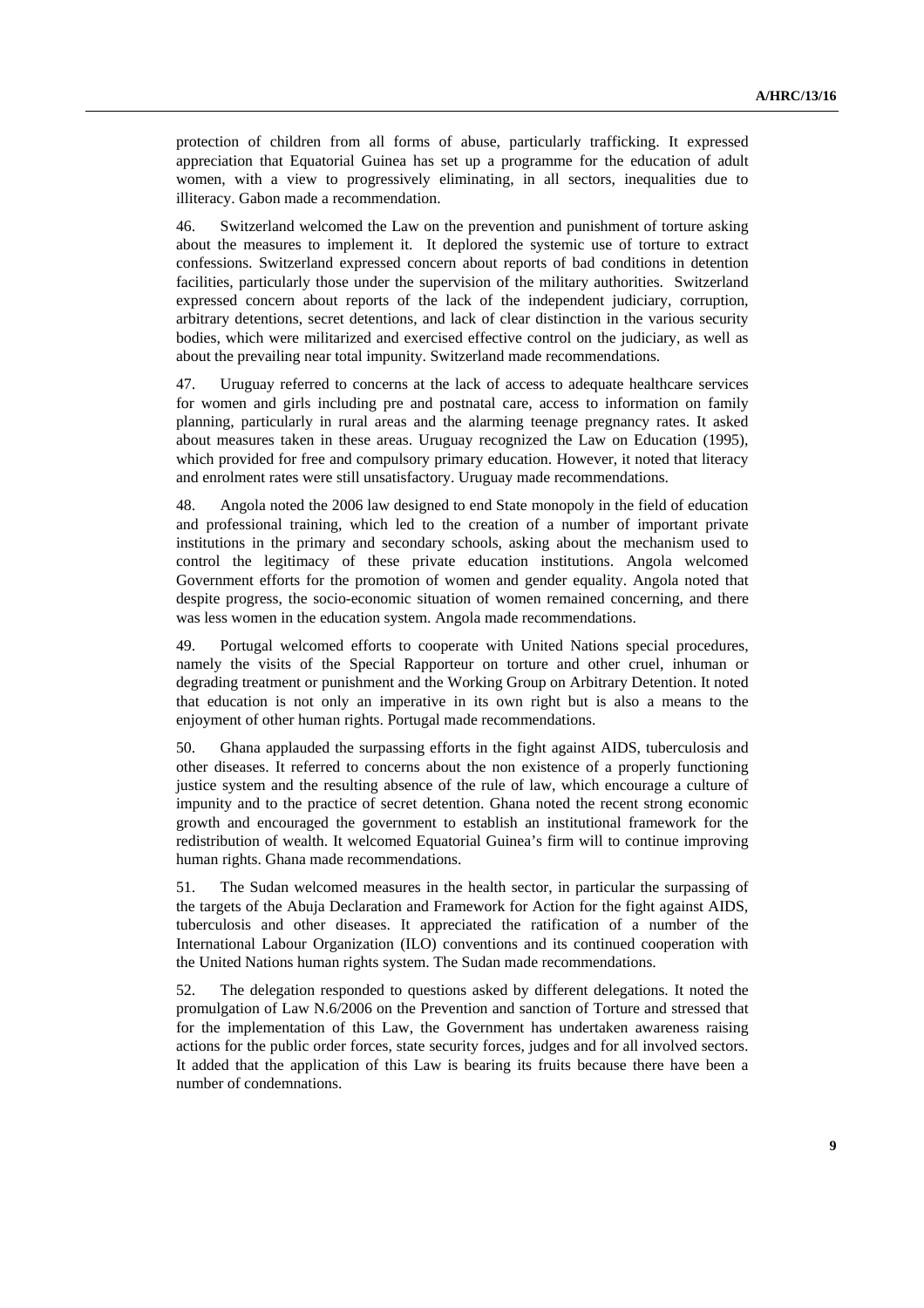protection of children from all forms of abuse, particularly trafficking. It expressed appreciation that Equatorial Guinea has set up a programme for the education of adult women, with a view to progressively eliminating, in all sectors, inequalities due to illiteracy. Gabon made a recommendation.

46. Switzerland welcomed the Law on the prevention and punishment of torture asking about the measures to implement it. It deplored the systemic use of torture to extract confessions. Switzerland expressed concern about reports of bad conditions in detention facilities, particularly those under the supervision of the military authorities. Switzerland expressed concern about reports of the lack of the independent judiciary, corruption, arbitrary detentions, secret detentions, and lack of clear distinction in the various security bodies, which were militarized and exercised effective control on the judiciary, as well as about the prevailing near total impunity. Switzerland made recommendations.

47. Uruguay referred to concerns at the lack of access to adequate healthcare services for women and girls including pre and postnatal care, access to information on family planning, particularly in rural areas and the alarming teenage pregnancy rates. It asked about measures taken in these areas. Uruguay recognized the Law on Education (1995), which provided for free and compulsory primary education. However, it noted that literacy and enrolment rates were still unsatisfactory. Uruguay made recommendations.

48. Angola noted the 2006 law designed to end State monopoly in the field of education and professional training, which led to the creation of a number of important private institutions in the primary and secondary schools, asking about the mechanism used to control the legitimacy of these private education institutions. Angola welcomed Government efforts for the promotion of women and gender equality. Angola noted that despite progress, the socio-economic situation of women remained concerning, and there was less women in the education system. Angola made recommendations.

49. Portugal welcomed efforts to cooperate with United Nations special procedures, namely the visits of the Special Rapporteur on torture and other cruel, inhuman or degrading treatment or punishment and the Working Group on Arbitrary Detention. It noted that education is not only an imperative in its own right but is also a means to the enjoyment of other human rights. Portugal made recommendations.

50. Ghana applauded the surpassing efforts in the fight against AIDS, tuberculosis and other diseases. It referred to concerns about the non existence of a properly functioning justice system and the resulting absence of the rule of law, which encourage a culture of impunity and to the practice of secret detention. Ghana noted the recent strong economic growth and encouraged the government to establish an institutional framework for the redistribution of wealth. It welcomed Equatorial Guinea's firm will to continue improving human rights. Ghana made recommendations.

51. The Sudan welcomed measures in the health sector, in particular the surpassing of the targets of the Abuja Declaration and Framework for Action for the fight against AIDS, tuberculosis and other diseases. It appreciated the ratification of a number of the International Labour Organization (ILO) conventions and its continued cooperation with the United Nations human rights system. The Sudan made recommendations.

52. The delegation responded to questions asked by different delegations. It noted the promulgation of Law N.6/2006 on the Prevention and sanction of Torture and stressed that for the implementation of this Law, the Government has undertaken awareness raising actions for the public order forces, state security forces, judges and for all involved sectors. It added that the application of this Law is bearing its fruits because there have been a number of condemnations.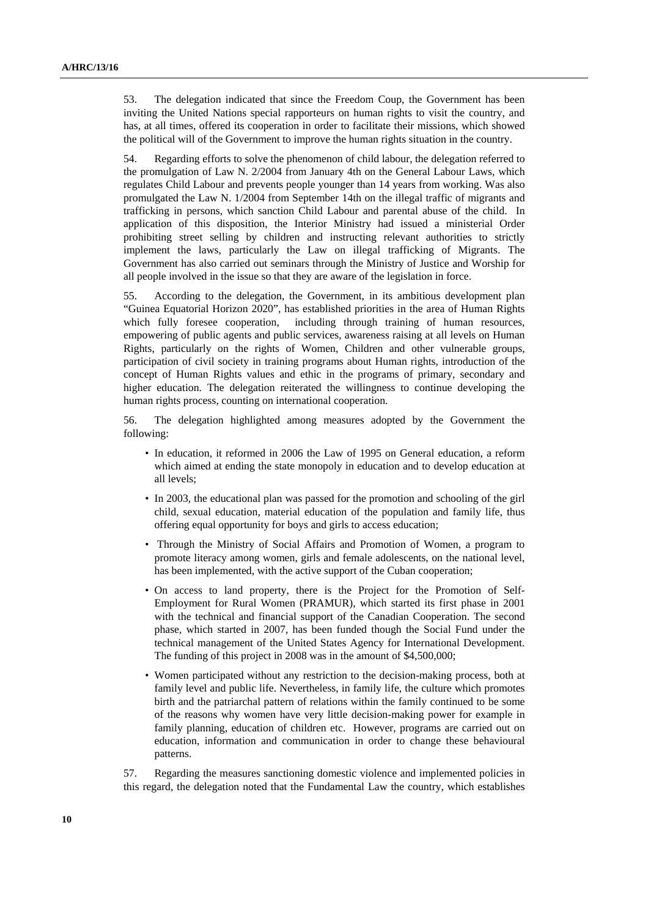53. The delegation indicated that since the Freedom Coup, the Government has been inviting the United Nations special rapporteurs on human rights to visit the country, and has, at all times, offered its cooperation in order to facilitate their missions, which showed the political will of the Government to improve the human rights situation in the country.

54. Regarding efforts to solve the phenomenon of child labour, the delegation referred to the promulgation of Law N. 2/2004 from January 4th on the General Labour Laws, which regulates Child Labour and prevents people younger than 14 years from working. Was also promulgated the Law N. 1/2004 from September 14th on the illegal traffic of migrants and trafficking in persons, which sanction Child Labour and parental abuse of the child. In application of this disposition, the Interior Ministry had issued a ministerial Order prohibiting street selling by children and instructing relevant authorities to strictly implement the laws, particularly the Law on illegal trafficking of Migrants. The Government has also carried out seminars through the Ministry of Justice and Worship for all people involved in the issue so that they are aware of the legislation in force.

55. According to the delegation, the Government, in its ambitious development plan "Guinea Equatorial Horizon 2020", has established priorities in the area of Human Rights which fully foresee cooperation, including through training of human resources, empowering of public agents and public services, awareness raising at all levels on Human Rights, particularly on the rights of Women, Children and other vulnerable groups, participation of civil society in training programs about Human rights, introduction of the concept of Human Rights values and ethic in the programs of primary, secondary and higher education. The delegation reiterated the willingness to continue developing the human rights process, counting on international cooperation.

56. The delegation highlighted among measures adopted by the Government the following:

- In education, it reformed in 2006 the Law of 1995 on General education, a reform which aimed at ending the state monopoly in education and to develop education at all levels;
- In 2003, the educational plan was passed for the promotion and schooling of the girl child, sexual education, material education of the population and family life, thus offering equal opportunity for boys and girls to access education;
- Through the Ministry of Social Affairs and Promotion of Women, a program to promote literacy among women, girls and female adolescents, on the national level, has been implemented, with the active support of the Cuban cooperation;
- On access to land property, there is the Project for the Promotion of Self-Employment for Rural Women (PRAMUR), which started its first phase in 2001 with the technical and financial support of the Canadian Cooperation. The second phase, which started in 2007, has been funded though the Social Fund under the technical management of the United States Agency for International Development. The funding of this project in 2008 was in the amount of $4,500,000;
- Women participated without any restriction to the decision-making process, both at family level and public life. Nevertheless, in family life, the culture which promotes birth and the patriarchal pattern of relations within the family continued to be some of the reasons why women have very little decision-making power for example in family planning, education of children etc. However, programs are carried out on education, information and communication in order to change these behavioural patterns.

57. Regarding the measures sanctioning domestic violence and implemented policies in this regard, the delegation noted that the Fundamental Law the country, which establishes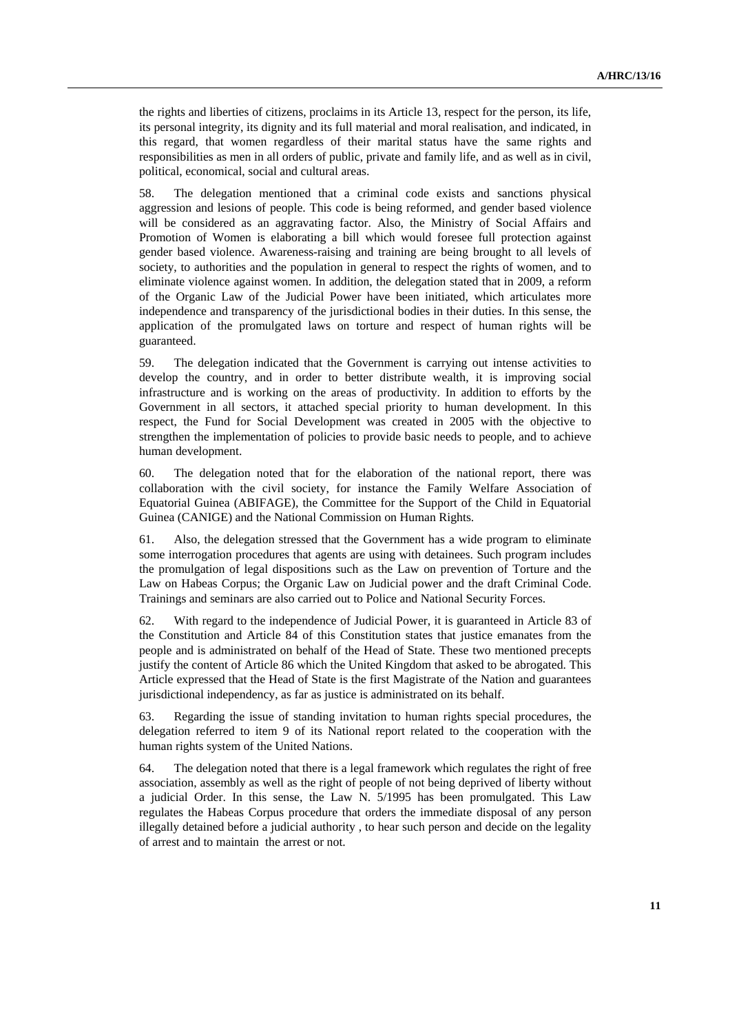the rights and liberties of citizens, proclaims in its Article 13, respect for the person, its life, its personal integrity, its dignity and its full material and moral realisation, and indicated, in this regard, that women regardless of their marital status have the same rights and responsibilities as men in all orders of public, private and family life, and as well as in civil, political, economical, social and cultural areas.

58. The delegation mentioned that a criminal code exists and sanctions physical aggression and lesions of people. This code is being reformed, and gender based violence will be considered as an aggravating factor. Also, the Ministry of Social Affairs and Promotion of Women is elaborating a bill which would foresee full protection against gender based violence. Awareness-raising and training are being brought to all levels of society, to authorities and the population in general to respect the rights of women, and to eliminate violence against women. In addition, the delegation stated that in 2009, a reform of the Organic Law of the Judicial Power have been initiated, which articulates more independence and transparency of the jurisdictional bodies in their duties. In this sense, the application of the promulgated laws on torture and respect of human rights will be guaranteed.

59. The delegation indicated that the Government is carrying out intense activities to develop the country, and in order to better distribute wealth, it is improving social infrastructure and is working on the areas of productivity. In addition to efforts by the Government in all sectors, it attached special priority to human development. In this respect, the Fund for Social Development was created in 2005 with the objective to strengthen the implementation of policies to provide basic needs to people, and to achieve human development.

60. The delegation noted that for the elaboration of the national report, there was collaboration with the civil society, for instance the Family Welfare Association of Equatorial Guinea (ABIFAGE), the Committee for the Support of the Child in Equatorial Guinea (CANIGE) and the National Commission on Human Rights.

61. Also, the delegation stressed that the Government has a wide program to eliminate some interrogation procedures that agents are using with detainees. Such program includes the promulgation of legal dispositions such as the Law on prevention of Torture and the Law on Habeas Corpus; the Organic Law on Judicial power and the draft Criminal Code. Trainings and seminars are also carried out to Police and National Security Forces.

62. With regard to the independence of Judicial Power, it is guaranteed in Article 83 of the Constitution and Article 84 of this Constitution states that justice emanates from the people and is administrated on behalf of the Head of State. These two mentioned precepts justify the content of Article 86 which the United Kingdom that asked to be abrogated. This Article expressed that the Head of State is the first Magistrate of the Nation and guarantees jurisdictional independency, as far as justice is administrated on its behalf.

63. Regarding the issue of standing invitation to human rights special procedures, the delegation referred to item 9 of its National report related to the cooperation with the human rights system of the United Nations.

64. The delegation noted that there is a legal framework which regulates the right of free association, assembly as well as the right of people of not being deprived of liberty without a judicial Order. In this sense, the Law N. 5/1995 has been promulgated. This Law regulates the Habeas Corpus procedure that orders the immediate disposal of any person illegally detained before a judicial authority , to hear such person and decide on the legality of arrest and to maintain the arrest or not.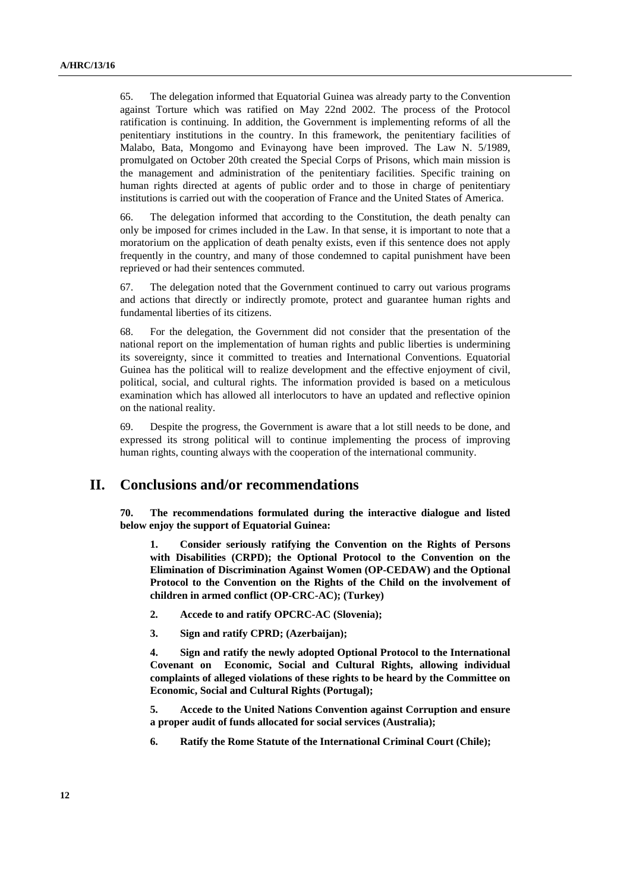65. The delegation informed that Equatorial Guinea was already party to the Convention against Torture which was ratified on May 22nd 2002. The process of the Protocol ratification is continuing. In addition, the Government is implementing reforms of all the penitentiary institutions in the country. In this framework, the penitentiary facilities of Malabo, Bata, Mongomo and Evinayong have been improved. The Law N. 5/1989, promulgated on October 20th created the Special Corps of Prisons, which main mission is the management and administration of the penitentiary facilities. Specific training on human rights directed at agents of public order and to those in charge of penitentiary institutions is carried out with the cooperation of France and the United States of America.

66. The delegation informed that according to the Constitution, the death penalty can only be imposed for crimes included in the Law. In that sense, it is important to note that a moratorium on the application of death penalty exists, even if this sentence does not apply frequently in the country, and many of those condemned to capital punishment have been reprieved or had their sentences commuted.

67. The delegation noted that the Government continued to carry out various programs and actions that directly or indirectly promote, protect and guarantee human rights and fundamental liberties of its citizens.

68. For the delegation, the Government did not consider that the presentation of the national report on the implementation of human rights and public liberties is undermining its sovereignty, since it committed to treaties and International Conventions. Equatorial Guinea has the political will to realize development and the effective enjoyment of civil, political, social, and cultural rights. The information provided is based on a meticulous examination which has allowed all interlocutors to have an updated and reflective opinion on the national reality.

69. Despite the progress, the Government is aware that a lot still needs to be done, and expressed its strong political will to continue implementing the process of improving human rights, counting always with the cooperation of the international community.

# II. Conclusions and/or recommendations

**70. The recommendations formulated during the interactive dialogue and listed below enjoy the support of Equatorial Guinea:**

**1. Consider seriously ratifying the Convention on the Rights of Persons with Disabilities (CRPD); the Optional Protocol to the Convention on the Elimination of Discrimination Against Women (OP-CEDAW) and the Optional Protocol to the Convention on the Rights of the Child on the involvement of children in armed conflict (OP-CRC-AC); (Turkey)**

**2. Accede to and ratify OPCRC-AC (Slovenia);**

**3. Sign and ratify CPRD; (Azerbaijan);**

**4. Sign and ratify the newly adopted Optional Protocol to the International Covenant on Economic, Social and Cultural Rights, allowing individual complaints of alleged violations of these rights to be heard by the Committee on Economic, Social and Cultural Rights (Portugal);**

**5. Accede to the United Nations Convention against Corruption and ensure a proper audit of funds allocated for social services (Australia);**

**6. Ratify the Rome Statute of the International Criminal Court (Chile);**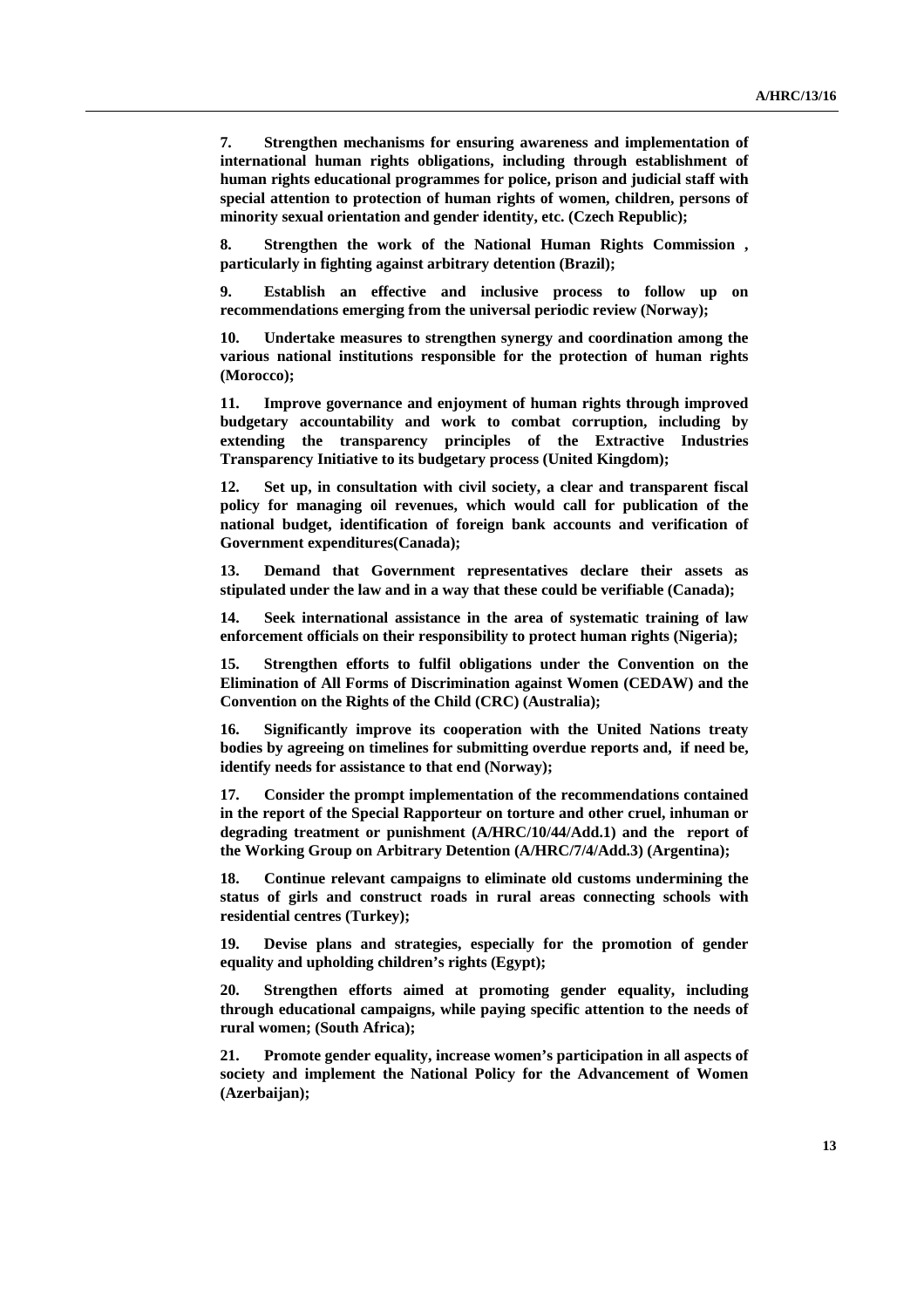**7. Strengthen mechanisms for ensuring awareness and implementation of international human rights obligations, including through establishment of human rights educational programmes for police, prison and judicial staff with special attention to protection of human rights of women, children, persons of minority sexual orientation and gender identity, etc. (Czech Republic);**

**8. Strengthen the work of the National Human Rights Commission , particularly in fighting against arbitrary detention (Brazil);**

**9. Establish an effective and inclusive process to follow up on recommendations emerging from the universal periodic review (Norway);**

**10. Undertake measures to strengthen synergy and coordination among the various national institutions responsible for the protection of human rights (Morocco);**

**11. Improve governance and enjoyment of human rights through improved budgetary accountability and work to combat corruption, including by extending the transparency principles of the Extractive Industries Transparency Initiative to its budgetary process (United Kingdom);**

**12. Set up, in consultation with civil society, a clear and transparent fiscal policy for managing oil revenues, which would call for publication of the national budget, identification of foreign bank accounts and verification of Government expenditures(Canada);**

**13. Demand that Government representatives declare their assets as stipulated under the law and in a way that these could be verifiable (Canada);**

**14. Seek international assistance in the area of systematic training of law enforcement officials on their responsibility to protect human rights (Nigeria);**

**15. Strengthen efforts to fulfil obligations under the Convention on the Elimination of All Forms of Discrimination against Women (CEDAW) and the Convention on the Rights of the Child (CRC) (Australia);**

**16. Significantly improve its cooperation with the United Nations treaty bodies by agreeing on timelines for submitting overdue reports and, if need be, identify needs for assistance to that end (Norway);**

**17. Consider the prompt implementation of the recommendations contained in the report of the Special Rapporteur on torture and other cruel, inhuman or degrading treatment or punishment (A/HRC/10/44/Add.1) and the report of the Working Group on Arbitrary Detention (A/HRC/7/4/Add.3) (Argentina);**

**18. Continue relevant campaigns to eliminate old customs undermining the status of girls and construct roads in rural areas connecting schools with residential centres (Turkey);**

**19. Devise plans and strategies, especially for the promotion of gender equality and upholding children's rights (Egypt);**

**20. Strengthen efforts aimed at promoting gender equality, including through educational campaigns, while paying specific attention to the needs of rural women; (South Africa);**

**21. Promote gender equality, increase women's participation in all aspects of society and implement the National Policy for the Advancement of Women (Azerbaijan);**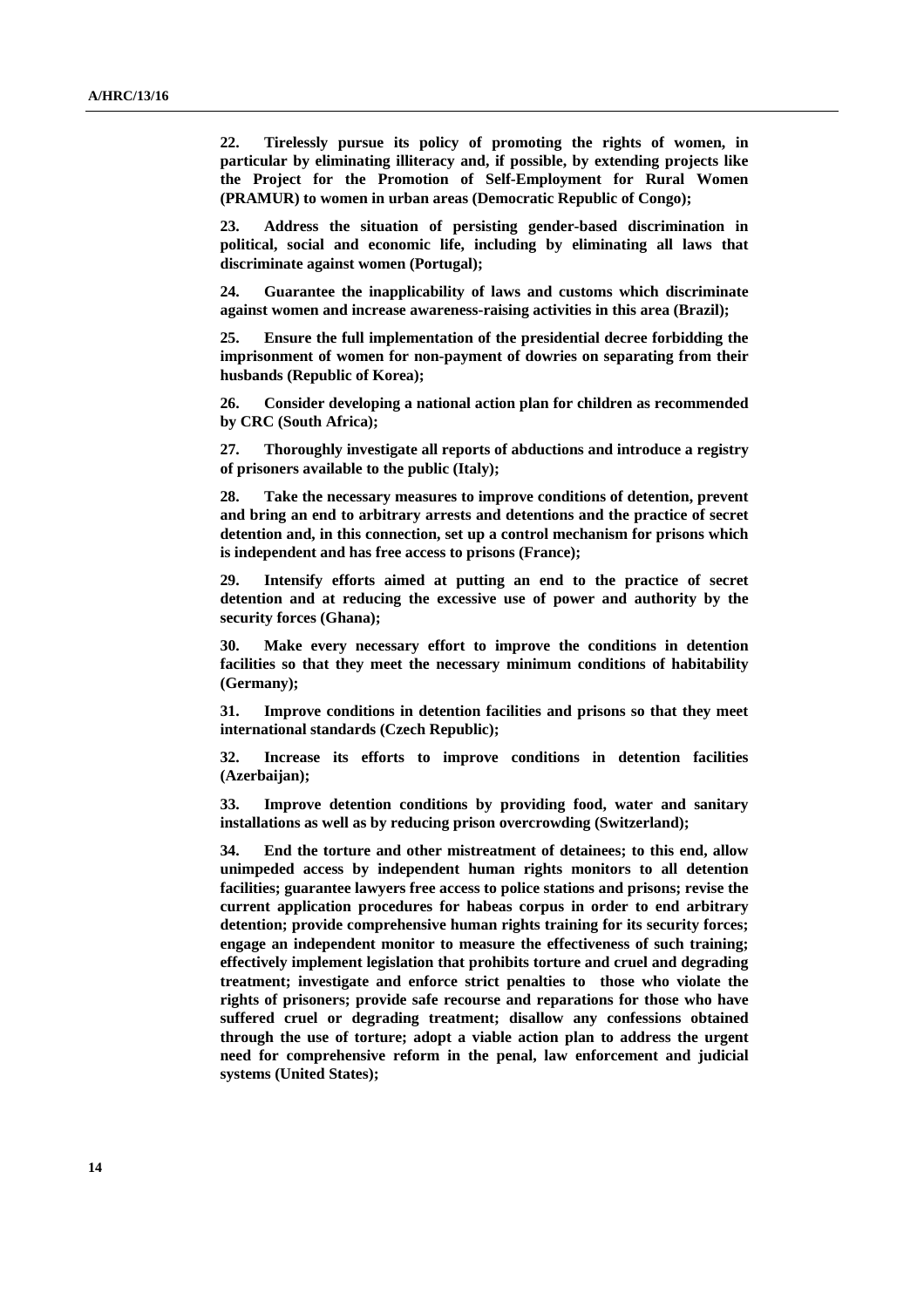**22. Tirelessly pursue its policy of promoting the rights of women, in particular by eliminating illiteracy and, if possible, by extending projects like the Project for the Promotion of Self-Employment for Rural Women (PRAMUR) to women in urban areas (Democratic Republic of Congo);**

**23. Address the situation of persisting gender-based discrimination in political, social and economic life, including by eliminating all laws that discriminate against women (Portugal);**

**24. Guarantee the inapplicability of laws and customs which discriminate against women and increase awareness-raising activities in this area (Brazil);**

**25. Ensure the full implementation of the presidential decree forbidding the imprisonment of women for non-payment of dowries on separating from their husbands (Republic of Korea);**

**26. Consider developing a national action plan for children as recommended by CRC (South Africa);**

**27. Thoroughly investigate all reports of abductions and introduce a registry of prisoners available to the public (Italy);**

**28. Take the necessary measures to improve conditions of detention, prevent and bring an end to arbitrary arrests and detentions and the practice of secret detention and, in this connection, set up a control mechanism for prisons which is independent and has free access to prisons (France);**

**29. Intensify efforts aimed at putting an end to the practice of secret detention and at reducing the excessive use of power and authority by the security forces (Ghana);**

**30. Make every necessary effort to improve the conditions in detention facilities so that they meet the necessary minimum conditions of habitability (Germany);**

**31. Improve conditions in detention facilities and prisons so that they meet international standards (Czech Republic);**

**32. Increase its efforts to improve conditions in detention facilities (Azerbaijan);**

**33. Improve detention conditions by providing food, water and sanitary installations as well as by reducing prison overcrowding (Switzerland);**

**34. End the torture and other mistreatment of detainees; to this end, allow unimpeded access by independent human rights monitors to all detention facilities; guarantee lawyers free access to police stations and prisons; revise the current application procedures for habeas corpus in order to end arbitrary detention; provide comprehensive human rights training for its security forces; engage an independent monitor to measure the effectiveness of such training; effectively implement legislation that prohibits torture and cruel and degrading treatment; investigate and enforce strict penalties to those who violate the rights of prisoners; provide safe recourse and reparations for those who have suffered cruel or degrading treatment; disallow any confessions obtained through the use of torture; adopt a viable action plan to address the urgent need for comprehensive reform in the penal, law enforcement and judicial systems (United States);**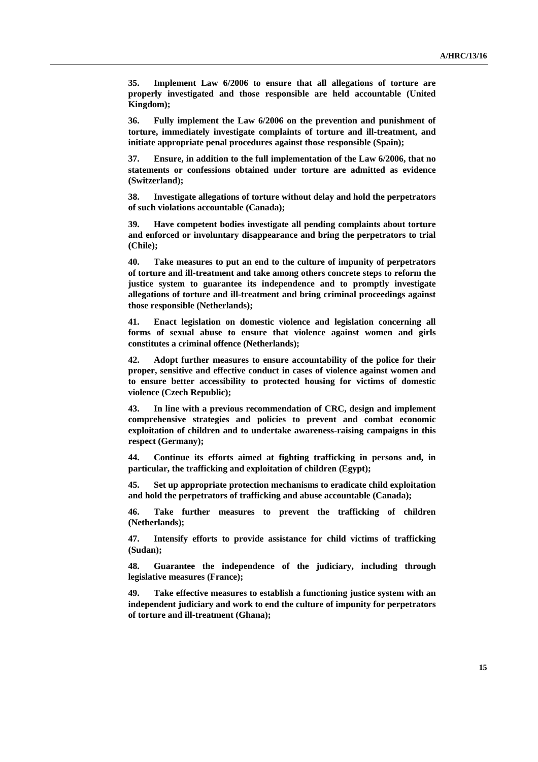**35. Implement Law 6/2006 to ensure that all allegations of torture are properly investigated and those responsible are held accountable (United Kingdom);**

**36. Fully implement the Law 6/2006 on the prevention and punishment of torture, immediately investigate complaints of torture and ill-treatment, and initiate appropriate penal procedures against those responsible (Spain);**

**37. Ensure, in addition to the full implementation of the Law 6/2006, that no statements or confessions obtained under torture are admitted as evidence (Switzerland);**

**38. Investigate allegations of torture without delay and hold the perpetrators of such violations accountable (Canada);**

**39. Have competent bodies investigate all pending complaints about torture and enforced or involuntary disappearance and bring the perpetrators to trial (Chile);**

**40. Take measures to put an end to the culture of impunity of perpetrators of torture and ill-treatment and take among others concrete steps to reform the justice system to guarantee its independence and to promptly investigate allegations of torture and ill-treatment and bring criminal proceedings against those responsible (Netherlands);**

**41. Enact legislation on domestic violence and legislation concerning all forms of sexual abuse to ensure that violence against women and girls constitutes a criminal offence (Netherlands);**

**42. Adopt further measures to ensure accountability of the police for their proper, sensitive and effective conduct in cases of violence against women and to ensure better accessibility to protected housing for victims of domestic violence (Czech Republic);**

**43. In line with a previous recommendation of CRC, design and implement comprehensive strategies and policies to prevent and combat economic exploitation of children and to undertake awareness-raising campaigns in this respect (Germany);**

**44. Continue its efforts aimed at fighting trafficking in persons and, in particular, the trafficking and exploitation of children (Egypt);**

**45. Set up appropriate protection mechanisms to eradicate child exploitation and hold the perpetrators of trafficking and abuse accountable (Canada);**

**46. Take further measures to prevent the trafficking of children (Netherlands);**

**47. Intensify efforts to provide assistance for child victims of trafficking (Sudan);**

**48. Guarantee the independence of the judiciary, including through legislative measures (France);**

**49. Take effective measures to establish a functioning justice system with an independent judiciary and work to end the culture of impunity for perpetrators of torture and ill-treatment (Ghana);**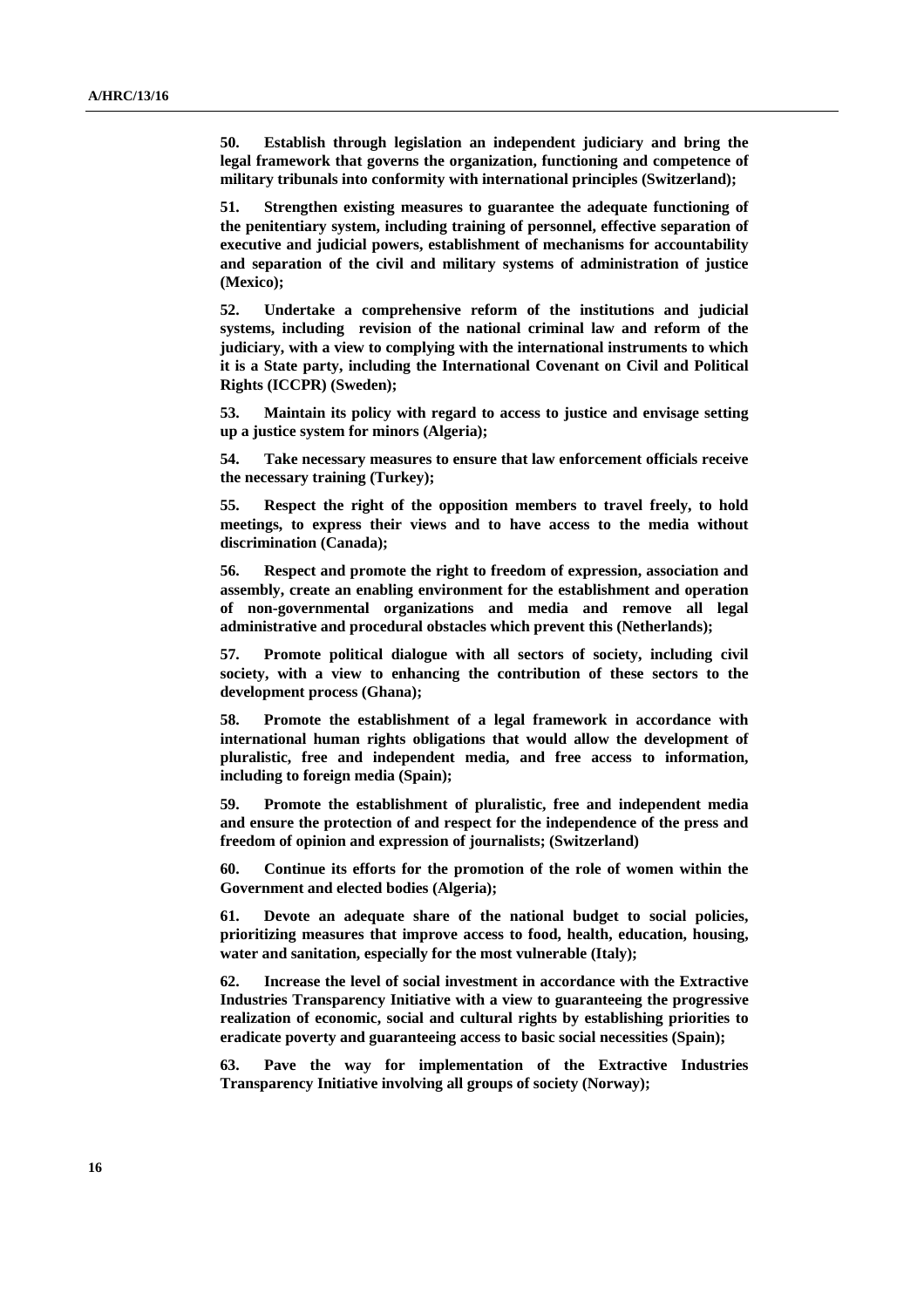**50. Establish through legislation an independent judiciary and bring the legal framework that governs the organization, functioning and competence of military tribunals into conformity with international principles (Switzerland);**

**51. Strengthen existing measures to guarantee the adequate functioning of the penitentiary system, including training of personnel, effective separation of executive and judicial powers, establishment of mechanisms for accountability and separation of the civil and military systems of administration of justice (Mexico);**

**52. Undertake a comprehensive reform of the institutions and judicial systems, including revision of the national criminal law and reform of the judiciary, with a view to complying with the international instruments to which it is a State party, including the International Covenant on Civil and Political Rights (ICCPR) (Sweden);**

**53. Maintain its policy with regard to access to justice and envisage setting up a justice system for minors (Algeria);**

**54. Take necessary measures to ensure that law enforcement officials receive the necessary training (Turkey);**

**55. Respect the right of the opposition members to travel freely, to hold meetings, to express their views and to have access to the media without discrimination (Canada);**

**56. Respect and promote the right to freedom of expression, association and assembly, create an enabling environment for the establishment and operation of non-governmental organizations and media and remove all legal administrative and procedural obstacles which prevent this (Netherlands);**

**57. Promote political dialogue with all sectors of society, including civil society, with a view to enhancing the contribution of these sectors to the development process (Ghana);**

**58. Promote the establishment of a legal framework in accordance with international human rights obligations that would allow the development of pluralistic, free and independent media, and free access to information, including to foreign media (Spain);**

**59. Promote the establishment of pluralistic, free and independent media and ensure the protection of and respect for the independence of the press and freedom of opinion and expression of journalists; (Switzerland)**

**60. Continue its efforts for the promotion of the role of women within the Government and elected bodies (Algeria);**

**61. Devote an adequate share of the national budget to social policies, prioritizing measures that improve access to food, health, education, housing, water and sanitation, especially for the most vulnerable (Italy);**

**62. Increase the level of social investment in accordance with the Extractive Industries Transparency Initiative with a view to guaranteeing the progressive realization of economic, social and cultural rights by establishing priorities to eradicate poverty and guaranteeing access to basic social necessities (Spain);**

**63. Pave the way for implementation of the Extractive Industries Transparency Initiative involving all groups of society (Norway);**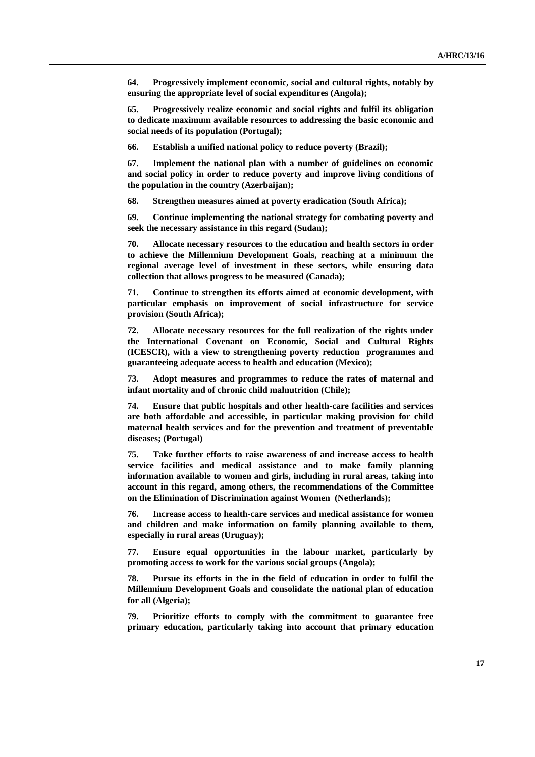**64. Progressively implement economic, social and cultural rights, notably by ensuring the appropriate level of social expenditures (Angola);**

**65. Progressively realize economic and social rights and fulfil its obligation to dedicate maximum available resources to addressing the basic economic and social needs of its population (Portugal);**

**66. Establish a unified national policy to reduce poverty (Brazil);**

**67. Implement the national plan with a number of guidelines on economic and social policy in order to reduce poverty and improve living conditions of the population in the country (Azerbaijan);**

**68. Strengthen measures aimed at poverty eradication (South Africa);**

**69. Continue implementing the national strategy for combating poverty and seek the necessary assistance in this regard (Sudan);**

**70. Allocate necessary resources to the education and health sectors in order to achieve the Millennium Development Goals, reaching at a minimum the regional average level of investment in these sectors, while ensuring data collection that allows progress to be measured (Canada);**

**71. Continue to strengthen its efforts aimed at economic development, with particular emphasis on improvement of social infrastructure for service provision (South Africa);**

**72. Allocate necessary resources for the full realization of the rights under the International Covenant on Economic, Social and Cultural Rights (ICESCR), with a view to strengthening poverty reduction programmes and guaranteeing adequate access to health and education (Mexico);**

**73. Adopt measures and programmes to reduce the rates of maternal and infant mortality and of chronic child malnutrition (Chile);**

**74. Ensure that public hospitals and other health-care facilities and services are both affordable and accessible, in particular making provision for child maternal health services and for the prevention and treatment of preventable diseases; (Portugal)**

**75. Take further efforts to raise awareness of and increase access to health service facilities and medical assistance and to make family planning information available to women and girls, including in rural areas, taking into account in this regard, among others, the recommendations of the Committee on the Elimination of Discrimination against Women (Netherlands);**

**76. Increase access to health-care services and medical assistance for women and children and make information on family planning available to them, especially in rural areas (Uruguay);**

**77. Ensure equal opportunities in the labour market, particularly by promoting access to work for the various social groups (Angola);**

**78. Pursue its efforts in the in the field of education in order to fulfil the Millennium Development Goals and consolidate the national plan of education for all (Algeria);**

**79. Prioritize efforts to comply with the commitment to guarantee free primary education, particularly taking into account that primary education**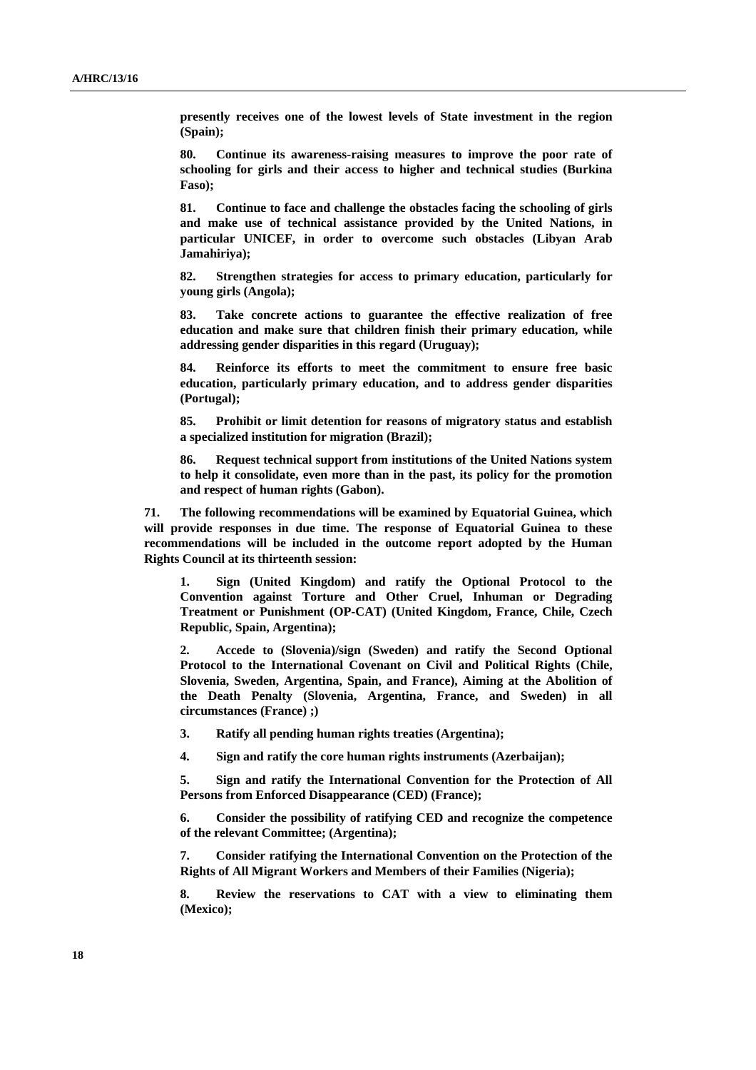**presently receives one of the lowest levels of State investment in the region (Spain);**

**80. Continue its awareness-raising measures to improve the poor rate of schooling for girls and their access to higher and technical studies (Burkina Faso);**

**81. Continue to face and challenge the obstacles facing the schooling of girls and make use of technical assistance provided by the United Nations, in particular UNICEF, in order to overcome such obstacles (Libyan Arab Jamahiriya);**

**82. Strengthen strategies for access to primary education, particularly for young girls (Angola);**

**83. Take concrete actions to guarantee the effective realization of free education and make sure that children finish their primary education, while addressing gender disparities in this regard (Uruguay);**

**84. Reinforce its efforts to meet the commitment to ensure free basic education, particularly primary education, and to address gender disparities (Portugal);**

**85. Prohibit or limit detention for reasons of migratory status and establish a specialized institution for migration (Brazil);**

**86. Request technical support from institutions of the United Nations system to help it consolidate, even more than in the past, its policy for the promotion and respect of human rights (Gabon).**

**71. The following recommendations will be examined by Equatorial Guinea, which will provide responses in due time. The response of Equatorial Guinea to these recommendations will be included in the outcome report adopted by the Human Rights Council at its thirteenth session:**

**1. Sign (United Kingdom) and ratify the Optional Protocol to the Convention against Torture and Other Cruel, Inhuman or Degrading Treatment or Punishment (OP-CAT) (United Kingdom, France, Chile, Czech Republic, Spain, Argentina);**

**2. Accede to (Slovenia)/sign (Sweden) and ratify the Second Optional Protocol to the International Covenant on Civil and Political Rights (Chile, Slovenia, Sweden, Argentina, Spain, and France), Aiming at the Abolition of the Death Penalty (Slovenia, Argentina, France, and Sweden) in all circumstances (France) ;)**

**3. Ratify all pending human rights treaties (Argentina);**

**4. Sign and ratify the core human rights instruments (Azerbaijan);**

**5. Sign and ratify the International Convention for the Protection of All Persons from Enforced Disappearance (CED) (France);**

**6. Consider the possibility of ratifying CED and recognize the competence of the relevant Committee; (Argentina);**

**7. Consider ratifying the International Convention on the Protection of the Rights of All Migrant Workers and Members of their Families (Nigeria);**

**8. Review the reservations to CAT with a view to eliminating them (Mexico);**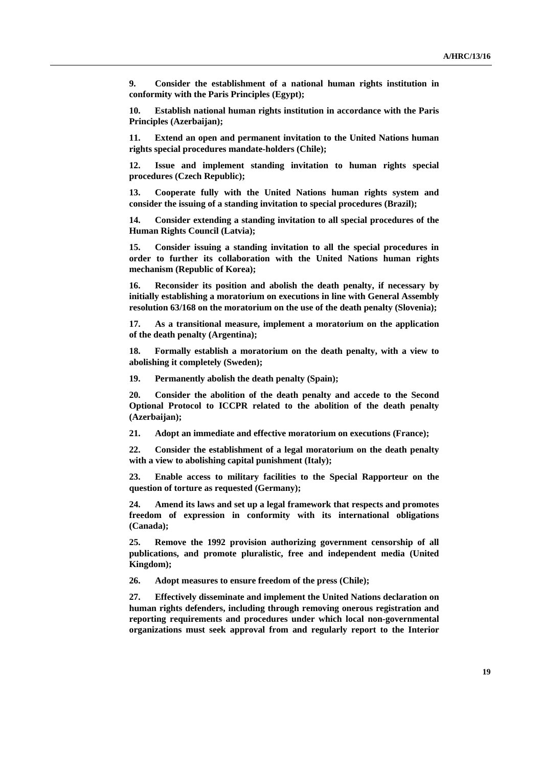**9. Consider the establishment of a national human rights institution in conformity with the Paris Principles (Egypt);**

**10. Establish national human rights institution in accordance with the Paris Principles (Azerbaijan);**

**11. Extend an open and permanent invitation to the United Nations human rights special procedures mandate-holders (Chile);**

**12. Issue and implement standing invitation to human rights special procedures (Czech Republic);**

**13. Cooperate fully with the United Nations human rights system and consider the issuing of a standing invitation to special procedures (Brazil);**

**14. Consider extending a standing invitation to all special procedures of the Human Rights Council (Latvia);**

**15. Consider issuing a standing invitation to all the special procedures in order to further its collaboration with the United Nations human rights mechanism (Republic of Korea);**

**16. Reconsider its position and abolish the death penalty, if necessary by initially establishing a moratorium on executions in line with General Assembly resolution 63/168 on the moratorium on the use of the death penalty (Slovenia);**

**17. As a transitional measure, implement a moratorium on the application of the death penalty (Argentina);**

**18. Formally establish a moratorium on the death penalty, with a view to abolishing it completely (Sweden);**

**19. Permanently abolish the death penalty (Spain);**

**20. Consider the abolition of the death penalty and accede to the Second Optional Protocol to ICCPR related to the abolition of the death penalty (Azerbaijan);**

**21. Adopt an immediate and effective moratorium on executions (France);**

**22. Consider the establishment of a legal moratorium on the death penalty with a view to abolishing capital punishment (Italy);**

**23. Enable access to military facilities to the Special Rapporteur on the question of torture as requested (Germany);**

**24. Amend its laws and set up a legal framework that respects and promotes freedom of expression in conformity with its international obligations (Canada);**

**25. Remove the 1992 provision authorizing government censorship of all publications, and promote pluralistic, free and independent media (United Kingdom);**

**26. Adopt measures to ensure freedom of the press (Chile);**

**27. Effectively disseminate and implement the United Nations declaration on human rights defenders, including through removing onerous registration and reporting requirements and procedures under which local non-governmental organizations must seek approval from and regularly report to the Interior**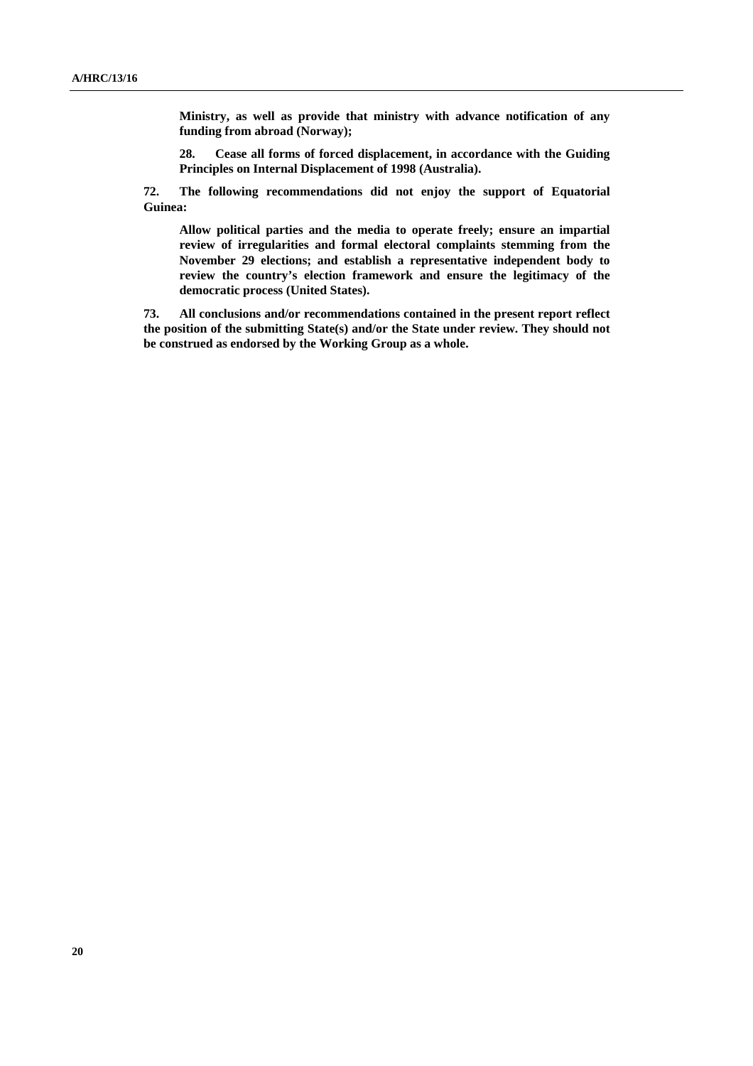**Ministry, as well as provide that ministry with advance notification of any funding from abroad (Norway);**

**28. Cease all forms of forced displacement, in accordance with the Guiding Principles on Internal Displacement of 1998 (Australia).**

**72. The following recommendations did not enjoy the support of Equatorial Guinea:**

**Allow political parties and the media to operate freely; ensure an impartial review of irregularities and formal electoral complaints stemming from the November 29 elections; and establish a representative independent body to review the country's election framework and ensure the legitimacy of the democratic process (United States).**

**73. All conclusions and/or recommendations contained in the present report reflect the position of the submitting State(s) and/or the State under review. They should not be construed as endorsed by the Working Group as a whole.**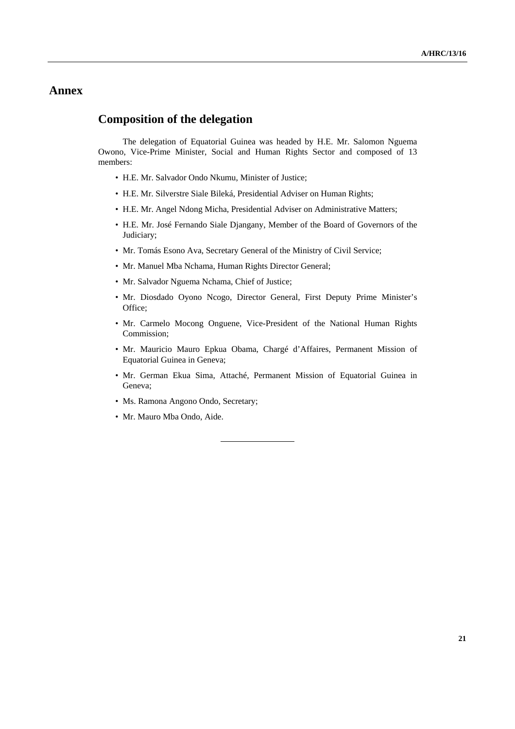# Annex

## Composition of the delegation

The delegation of Equatorial Guinea was headed by H.E. Mr. Salomon Nguema Owono, Vice-Prime Minister, Social and Human Rights Sector and composed of 13 members:

- H.E. Mr. Salvador Ondo Nkumu, Minister of Justice;
- H.E. Mr. Silverstre Siale Bileká, Presidential Adviser on Human Rights;
- H.E. Mr. Angel Ndong Micha, Presidential Adviser on Administrative Matters;
- H.E. Mr. José Fernando Siale Djangany, Member of the Board of Governors of the Judiciary;
- Mr. Tomás Esono Ava, Secretary General of the Ministry of Civil Service;
- Mr. Manuel Mba Nchama, Human Rights Director General;
- Mr. Salvador Nguema Nchama, Chief of Justice;
- Mr. Diosdado Oyono Ncogo, Director General, First Deputy Prime Minister's Office;
- Mr. Carmelo Mocong Onguene, Vice-President of the National Human Rights Commission;
- Mr. Mauricio Mauro Epkua Obama, Chargé d'Affaires, Permanent Mission of Equatorial Guinea in Geneva;
- Mr. German Ekua Sima, Attaché, Permanent Mission of Equatorial Guinea in Geneva;
- Ms. Ramona Angono Ondo, Secretary;
- Mr. Mauro Mba Ondo, Aide.